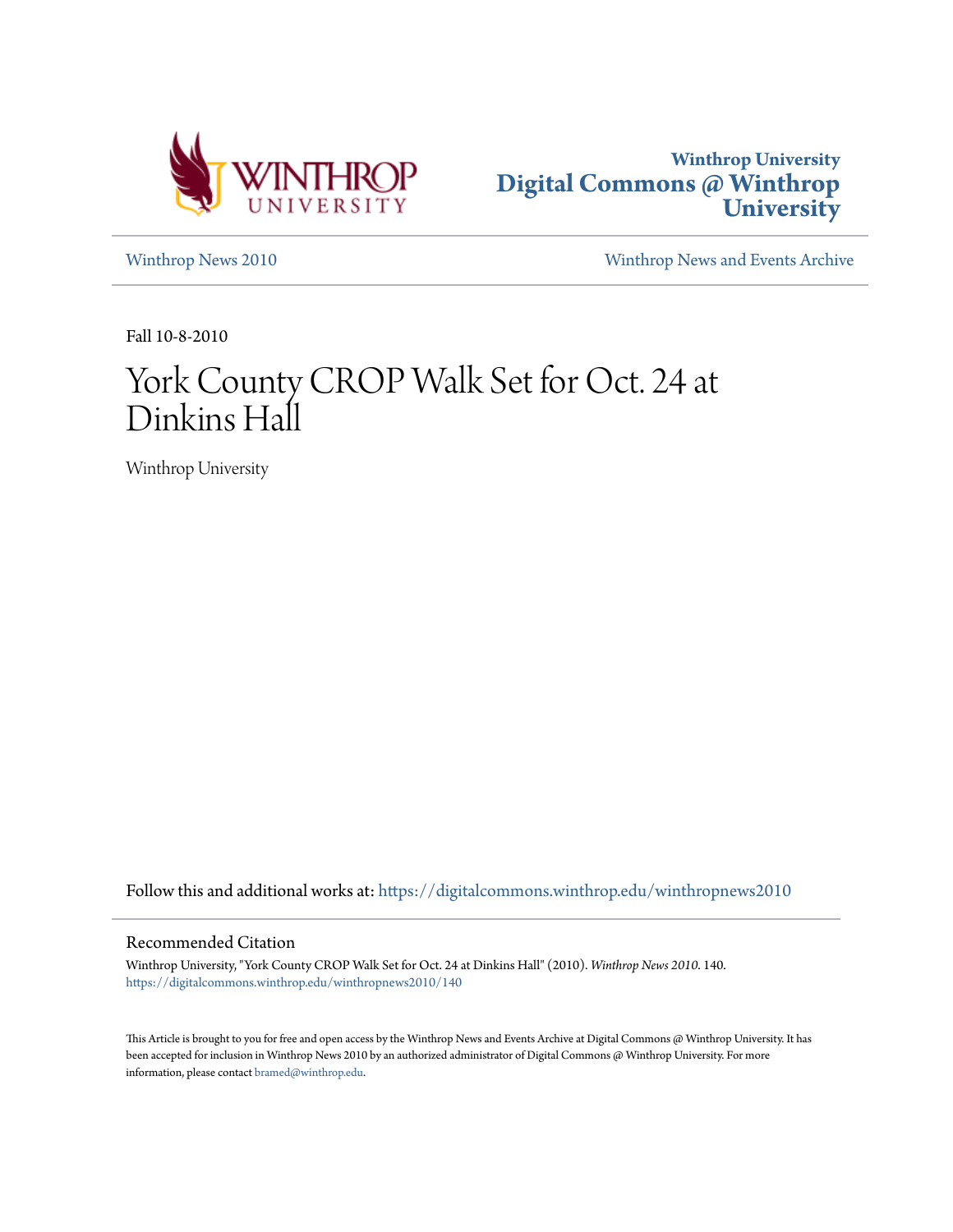Winthrop University
Digital Commons @ Winthrop University

Winthrop News 2010 | Winthrop News and Events Archive

Fall 10-8-2010

# York County CROP Walk Set for Oct. 24 at Dinkins Hall

Winthrop University

Follow this and additional works at: https://digitalcommons.winthrop.edu/winthropnews2010

## Recommended Citation

Winthrop University, "York County CROP Walk Set for Oct. 24 at Dinkins Hall" (2010). *Winthrop News 2010*. 140.
https://digitalcommons.winthrop.edu/winthropnews2010/140

This Article is brought to you for free and open access by the Winthrop News and Events Archive at Digital Commons @ Winthrop University. It has been accepted for inclusion in Winthrop News 2010 by an authorized administrator of Digital Commons @ Winthrop University. For more information, please contact bramed@winthrop.edu.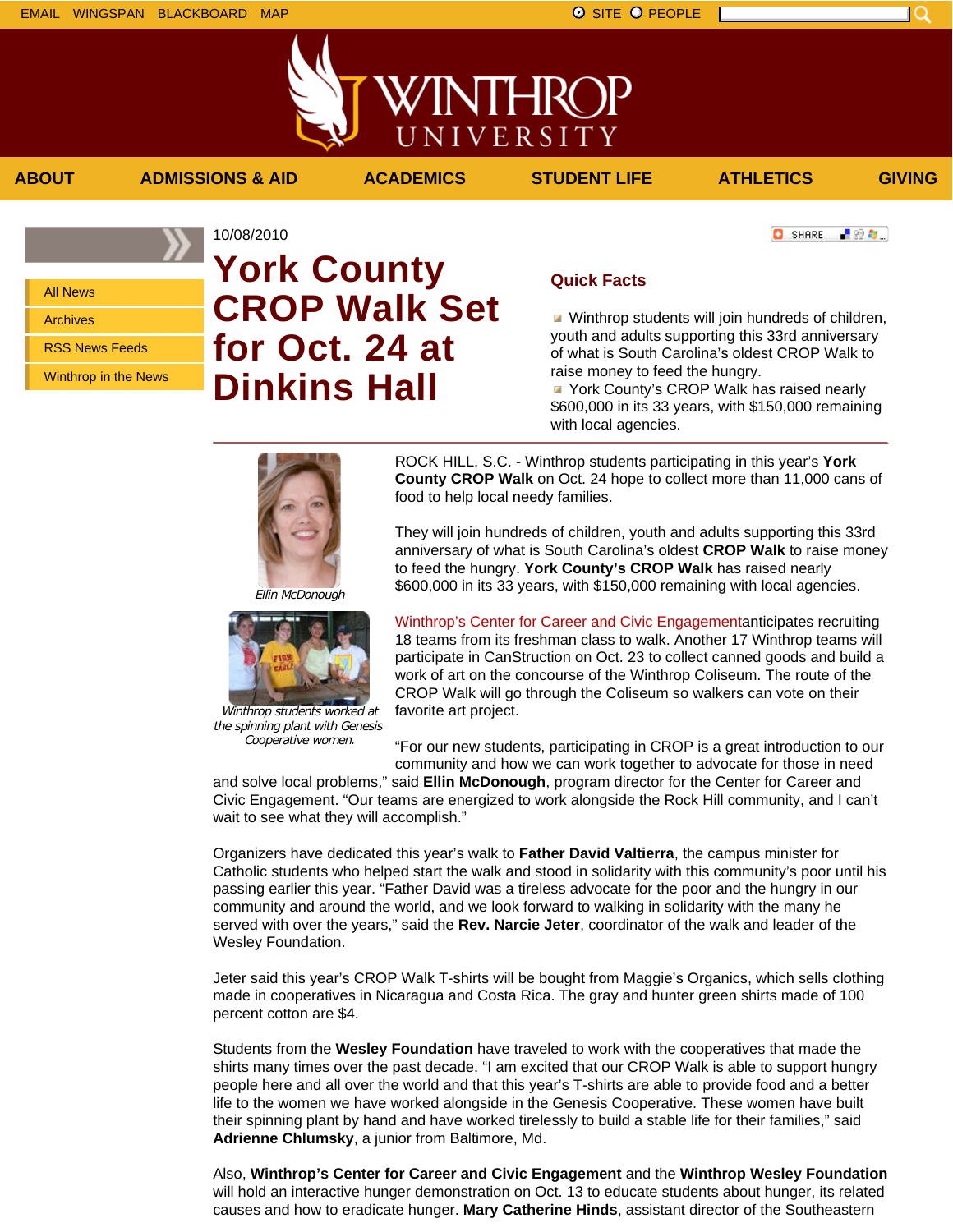EMAIL WINGSPAN BLACKBOARD MAP

SITE PEOPLE

ABOUT | ADMISSIONS & AID | ACADEMICS | STUDENT LIFE | ATHLETICS | GIVING

- All News
- Archives
- RSS News Feeds
- Winthrop in the News

10/08/2010

# York County CROP Walk Set for Oct. 24 at Dinkins Hall

## Quick Facts

- Winthrop students will join hundreds of children, youth and adults supporting this 33rd anniversary of what is South Carolina's oldest CROP Walk to raise money to feed the hungry.
- York County's CROP Walk has raised nearly $600,000 in its 33 years, with $150,000 remaining with local agencies.

*Ellin McDonough*

*Winthrop students worked at the spinning plant with Genesis Cooperative women.*

ROCK HILL, S.C. - Winthrop students participating in this year's **York County CROP Walk** on Oct. 24 hope to collect more than 11,000 cans of food to help local needy families.

They will join hundreds of children, youth and adults supporting this 33rd anniversary of what is South Carolina's oldest **CROP Walk** to raise money to feed the hungry. **York County's CROP Walk** has raised nearly $600,000 in its 33 years, with $150,000 remaining with local agencies.

Winthrop's Center for Career and Civic Engagementanticipates recruiting 18 teams from its freshman class to walk. Another 17 Winthrop teams will participate in CanStruction on Oct. 23 to collect canned goods and build a work of art on the concourse of the Winthrop Coliseum. The route of the CROP Walk will go through the Coliseum so walkers can vote on their favorite art project.

"For our new students, participating in CROP is a great introduction to our community and how we can work together to advocate for those in need and solve local problems," said **Ellin McDonough**, program director for the Center for Career and Civic Engagement. "Our teams are energized to work alongside the Rock Hill community, and I can't wait to see what they will accomplish."

Organizers have dedicated this year's walk to **Father David Valtierra**, the campus minister for Catholic students who helped start the walk and stood in solidarity with this community's poor until his passing earlier this year. "Father David was a tireless advocate for the poor and the hungry in our community and around the world, and we look forward to walking in solidarity with the many he served with over the years," said the **Rev. Narcie Jeter**, coordinator of the walk and leader of the Wesley Foundation.

Jeter said this year's CROP Walk T-shirts will be bought from Maggie's Organics, which sells clothing made in cooperatives in Nicaragua and Costa Rica. The gray and hunter green shirts made of 100 percent cotton are $4.

Students from the **Wesley Foundation** have traveled to work with the cooperatives that made the shirts many times over the past decade. "I am excited that our CROP Walk is able to support hungry people here and all over the world and that this year's T-shirts are able to provide food and a better life to the women we have worked alongside in the Genesis Cooperative. These women have built their spinning plant by hand and have worked tirelessly to build a stable life for their families," said **Adrienne Chlumsky**, a junior from Baltimore, Md.

Also, **Winthrop's Center for Career and Civic Engagement** and the **Winthrop Wesley Foundation** will hold an interactive hunger demonstration on Oct. 13 to educate students about hunger, its related causes and how to eradicate hunger. **Mary Catherine Hinds**, assistant director of the Southeastern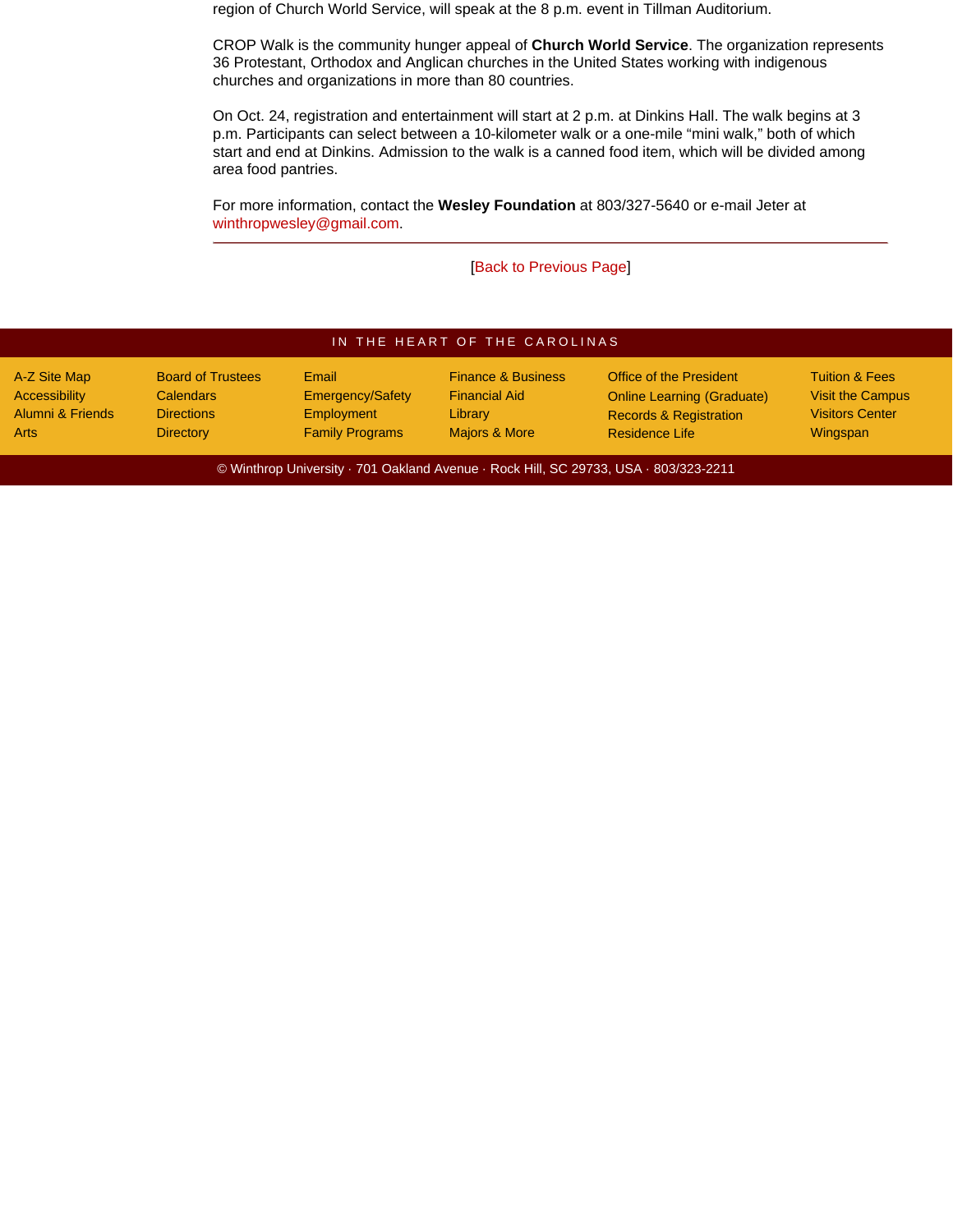region of Church World Service, will speak at the 8 p.m. event in Tillman Auditorium.

CROP Walk is the community hunger appeal of **Church World Service**. The organization represents 36 Protestant, Orthodox and Anglican churches in the United States working with indigenous churches and organizations in more than 80 countries.

On Oct. 24, registration and entertainment will start at 2 p.m. at Dinkins Hall. The walk begins at 3 p.m. Participants can select between a 10-kilometer walk or a one-mile "mini walk," both of which start and end at Dinkins. Admission to the walk is a canned food item, which will be divided among area food pantries.

For more information, contact the **Wesley Foundation** at 803/327-5640 or e-mail Jeter at winthropwesley@gmail.com.

---

[Back to Previous Page]

IN THE HEART OF THE CAROLINAS

| | | | | | |
|---|---|---|---|---|---|
| A-Z Site Map | Board of Trustees | Email | Finance & Business | Office of the President | Tuition & Fees |
| Accessibility | Calendars | Emergency/Safety | Financial Aid | Online Learning (Graduate) | Visit the Campus |
| Alumni & Friends | Directions | Employment | Library | Records & Registration | Visitors Center |
| Arts | Directory | Family Programs | Majors & More | Residence Life | Wingspan |

© Winthrop University · 701 Oakland Avenue · Rock Hill, SC 29733, USA · 803/323-2211